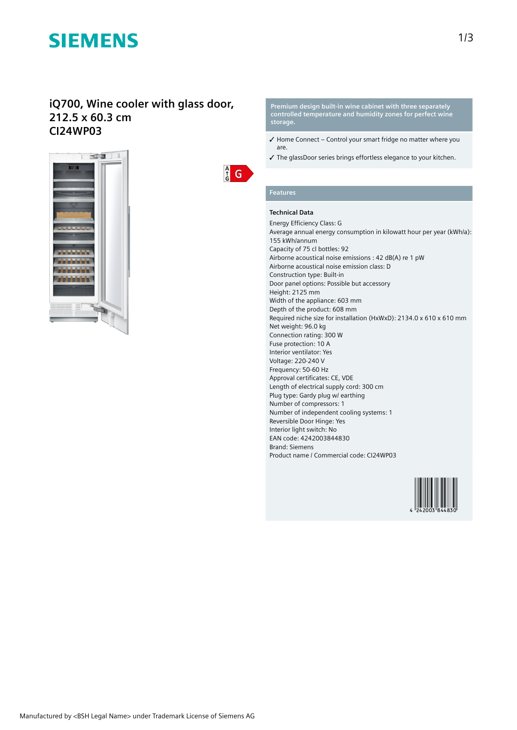SIEMENS

# iQ700, Wine cooler with glass door, 212.5 x 60.3 cm
# CI24WP03

**Premium design built-in wine cabinet with three separately controlled temperature and humidity zones for perfect wine storage.**

- ✓ Home Connect – Control your smart fridge no matter where you are.
- ✓ The glassDoor series brings effortless elegance to your kitchen.

## Features

### Technical Data

Energy Efficiency Class: G
Average annual energy consumption in kilowatt hour per year (kWh/a): 155 kWh/annum
Capacity of 75 cl bottles: 92
Airborne acoustical noise emissions : 42 dB(A) re 1 pW
Airborne acoustical noise emission class: D
Construction type: Built-in
Door panel options: Possible but accessory
Height: 2125 mm
Width of the appliance: 603 mm
Depth of the product: 608 mm
Required niche size for installation (HxWxD): 2134.0 x 610 x 610 mm
Net weight: 96.0 kg
Connection rating: 300 W
Fuse protection: 10 A
Interior ventilator: Yes
Voltage: 220-240 V
Frequency: 50-60 Hz
Approval certificates: CE, VDE
Length of electrical supply cord: 300 cm
Plug type: Gardy plug w/ earthing
Number of compressors: 1
Number of independent cooling systems: 1
Reversible Door Hinge: Yes
Interior light switch: No
EAN code: 4242003844830
Brand: Siemens
Product name / Commercial code: CI24WP03

4 242003 844830

Manufactured by <BSH Legal Name> under Trademark License of Siemens AG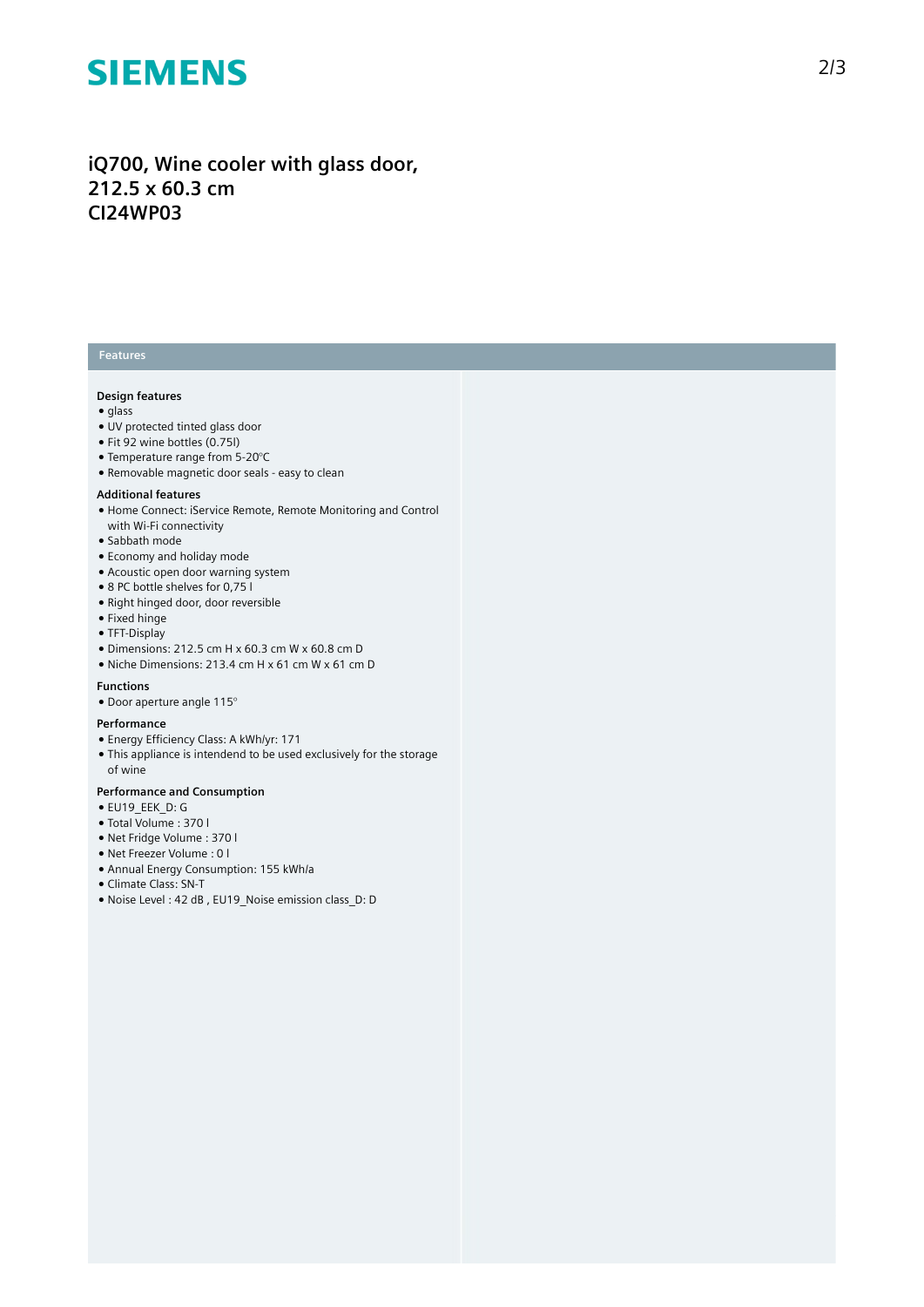# iQ700, Wine cooler with glass door, 212.5 x 60.3 cm
## CI24WP03

## Features

### Design features
- glass
- UV protected tinted glass door
- Fit 92 wine bottles (0.75l)
- Temperature range from 5-20°C
- Removable magnetic door seals - easy to clean

### Additional features
- Home Connect: iService Remote, Remote Monitoring and Control with Wi-Fi connectivity
- Sabbath mode
- Economy and holiday mode
- Acoustic open door warning system
- 8 PC bottle shelves for 0,75 l
- Right hinged door, door reversible
- Fixed hinge
- TFT-Display
- Dimensions: 212.5 cm H x 60.3 cm W x 60.8 cm D
- Niche Dimensions: 213.4 cm H x 61 cm W x 61 cm D

### Functions
- Door aperture angle 115°

### Performance
- Energy Efficiency Class: A kWh/yr: 171
- This appliance is intendend to be used exclusively for the storage of wine

### Performance and Consumption
- EU19_EEK_D: G
- Total Volume : 370 l
- Net Fridge Volume : 370 l
- Net Freezer Volume : 0 l
- Annual Energy Consumption: 155 kWh/a
- Climate Class: SN-T
- Noise Level : 42 dB , EU19_Noise emission class_D: D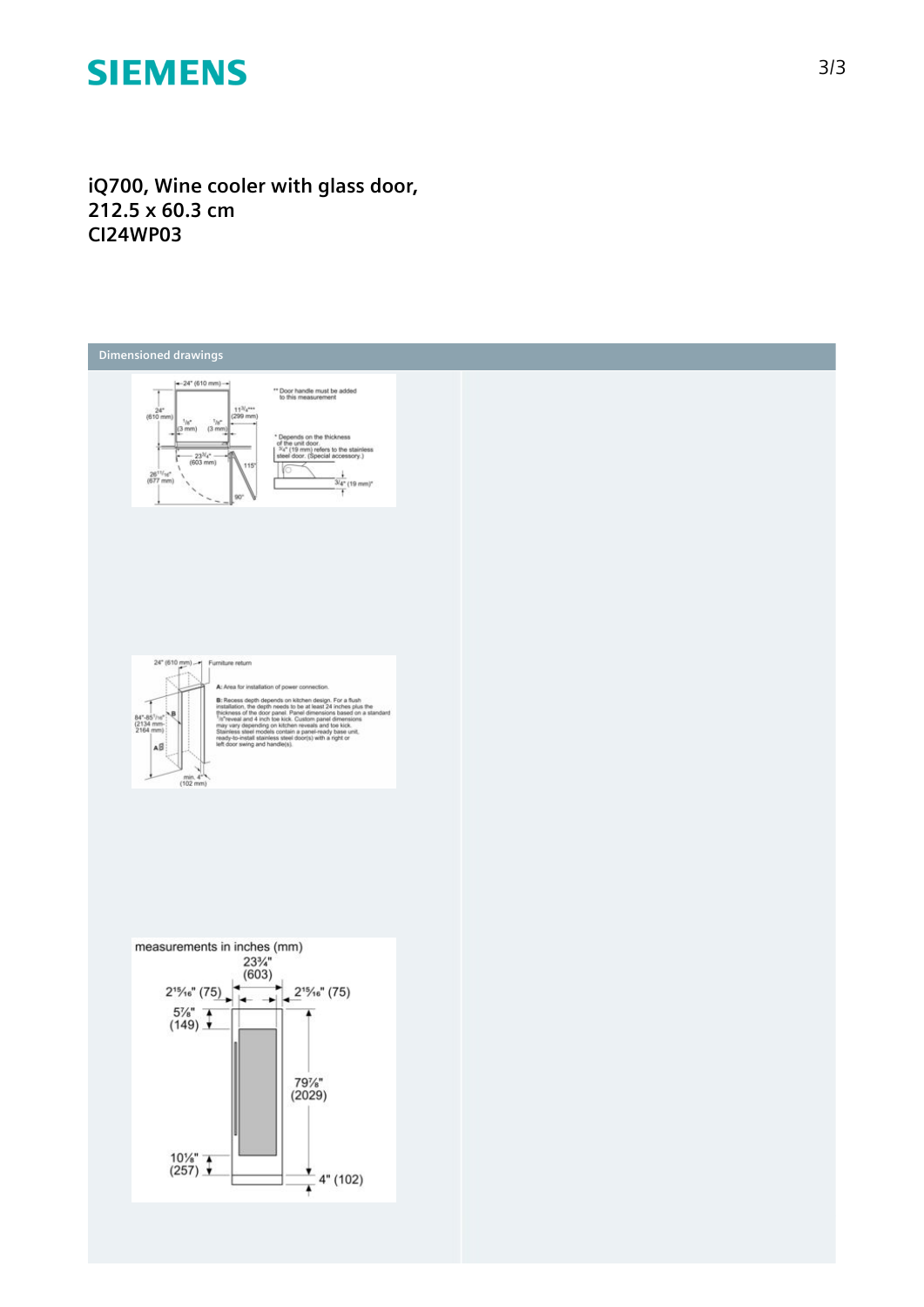# iQ700, Wine cooler with glass door, 212.5 x 60.3 cm
# CI24WP03

## Dimensioned drawings

24" (610 mm)

24" (610 mm)

1/8" (3 mm)

1/8" (3 mm)

11 3/4"** (299 mm)

23 3/4" (603 mm)

26 11/16" (677 mm)

115°

90°

** Door handle must be added to this measurement

* Depends on the thickness of the unit door. 3/4" (19 mm) refers to the stainless steel door. (Special accessory.)

3/4" (19 mm)*

24" (610 mm)

Furniture return

A: Area for installation of power connection.

B: Recess depth depends on kitchen design. For a flush installation, the depth needs to be at least 24 inches plus the thickness of the door panel. Panel dimensions based on a standard 1/8" reveal and 4 inch toe kick. Custom panel dimensions may vary depending on kitchen reveals and toe kick. Stainless steel models contain a panel-ready base unit, ready-to-install stainless steel door(s) with a right or left door swing and handle(s).

84"-85 3/16" (2134 mm-2164 mm)

B

A

min. 4" (102 mm)

measurements in inches (mm)

23¾" (603)

2¹⁵⁄₁₆" (75)

2¹⁵⁄₁₆" (75)

5⅞" (149)

79⅞" (2029)

10⅛" (257)

4" (102)